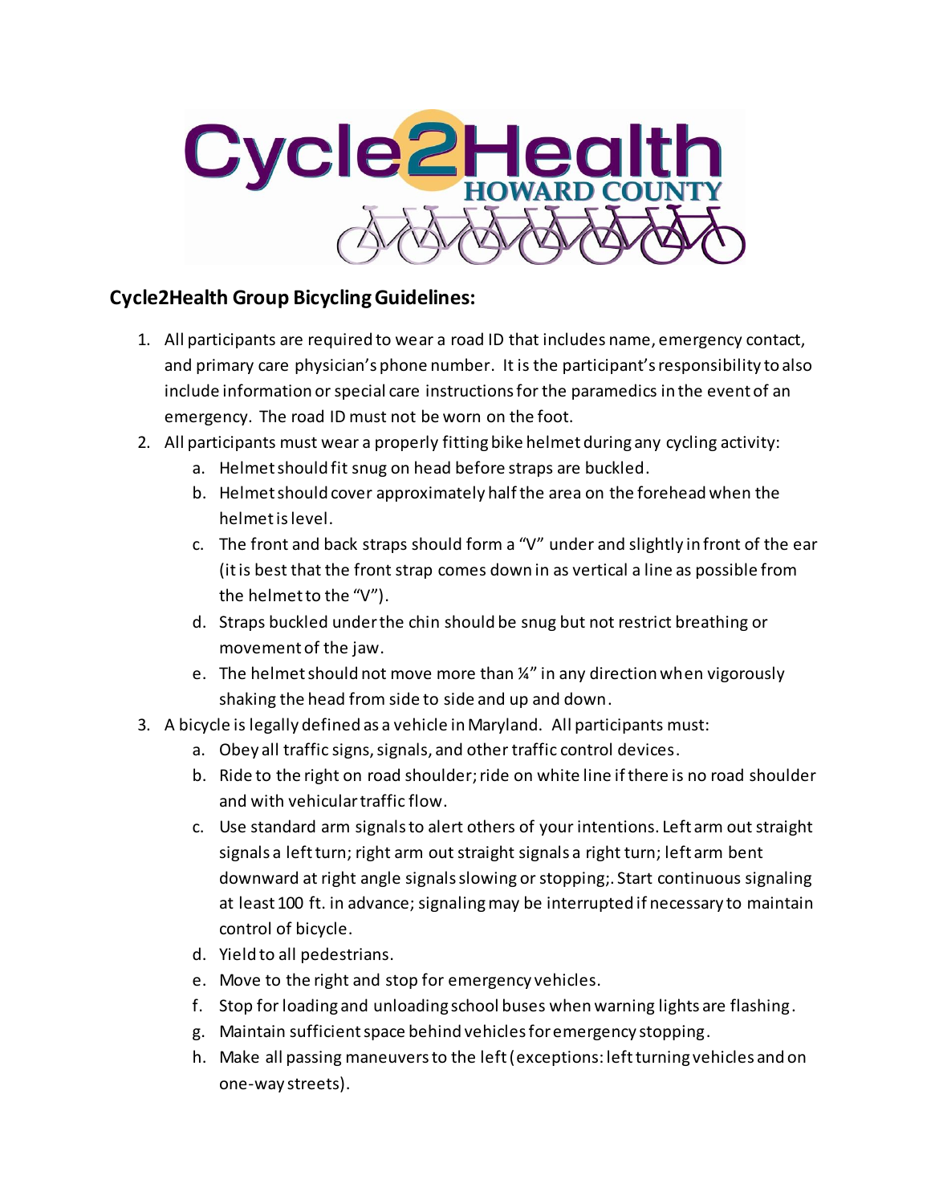## Cycle2Health Group Bicycling Guidelines:

1. All participants are required to wear a road ID that includes name, emergency contact, and primary care physician's phone number. It is the participant's responsibility to also include information or special care instructions for the paramedics in the event of an emergency. The road ID must not be worn on the foot.
2. All participants must wear a properly fitting bike helmet during any cycling activity:
   a. Helmet should fit snug on head before straps are buckled.
   b. Helmet should cover approximately half the area on the forehead when the helmet is level.
   c. The front and back straps should form a "V" under and slightly in front of the ear (it is best that the front strap comes down in as vertical a line as possible from the helmet to the "V").
   d. Straps buckled under the chin should be snug but not restrict breathing or movement of the jaw.
   e. The helmet should not move more than ¼" in any direction when vigorously shaking the head from side to side and up and down.
3. A bicycle is legally defined as a vehicle in Maryland. All participants must:
   a. Obey all traffic signs, signals, and other traffic control devices.
   b. Ride to the right on road shoulder; ride on white line if there is no road shoulder and with vehicular traffic flow.
   c. Use standard arm signals to alert others of your intentions. Left arm out straight signals a left turn; right arm out straight signals a right turn; left arm bent downward at right angle signals slowing or stopping;. Start continuous signaling at least 100 ft. in advance; signaling may be interrupted if necessary to maintain control of bicycle.
   d. Yield to all pedestrians.
   e. Move to the right and stop for emergency vehicles.
   f. Stop for loading and unloading school buses when warning lights are flashing.
   g. Maintain sufficient space behind vehicles for emergency stopping.
   h. Make all passing maneuvers to the left (exceptions: left turning vehicles and on one-way streets).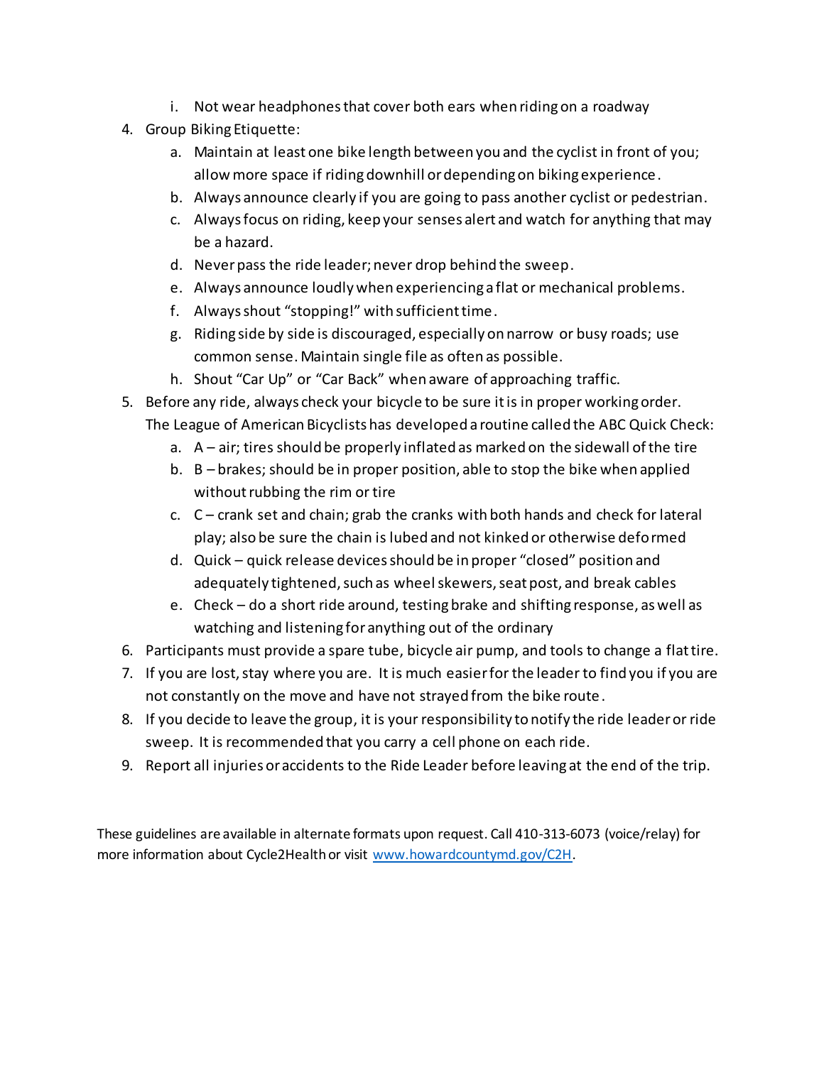i. Not wear headphones that cover both ears when riding on a roadway

4. Group Biking Etiquette:
   a. Maintain at least one bike length between you and the cyclist in front of you; allow more space if riding downhill or depending on biking experience.
   b. Always announce clearly if you are going to pass another cyclist or pedestrian.
   c. Always focus on riding, keep your senses alert and watch for anything that may be a hazard.
   d. Never pass the ride leader; never drop behind the sweep.
   e. Always announce loudly when experiencing a flat or mechanical problems.
   f. Always shout "stopping!" with sufficient time.
   g. Riding side by side is discouraged, especially on narrow or busy roads; use common sense. Maintain single file as often as possible.
   h. Shout "Car Up" or "Car Back" when aware of approaching traffic.
5. Before any ride, always check your bicycle to be sure it is in proper working order. The League of American Bicyclists has developed a routine called the ABC Quick Check:
   a. A – air; tires should be properly inflated as marked on the sidewall of the tire
   b. B – brakes; should be in proper position, able to stop the bike when applied without rubbing the rim or tire
   c. C – crank set and chain; grab the cranks with both hands and check for lateral play; also be sure the chain is lubed and not kinked or otherwise deformed
   d. Quick – quick release devices should be in proper "closed" position and adequately tightened, such as wheel skewers, seat post, and break cables
   e. Check – do a short ride around, testing brake and shifting response, as well as watching and listening for anything out of the ordinary
6. Participants must provide a spare tube, bicycle air pump, and tools to change a flat tire.
7. If you are lost, stay where you are. It is much easier for the leader to find you if you are not constantly on the move and have not strayed from the bike route.
8. If you decide to leave the group, it is your responsibility to notify the ride leader or ride sweep. It is recommended that you carry a cell phone on each ride.
9. Report all injuries or accidents to the Ride Leader before leaving at the end of the trip.

These guidelines are available in alternate formats upon request. Call 410-313-6073 (voice/relay) for more information about Cycle2Health or visit [www.howardcountymd.gov/C2H](www.howardcountymd.gov/C2H).